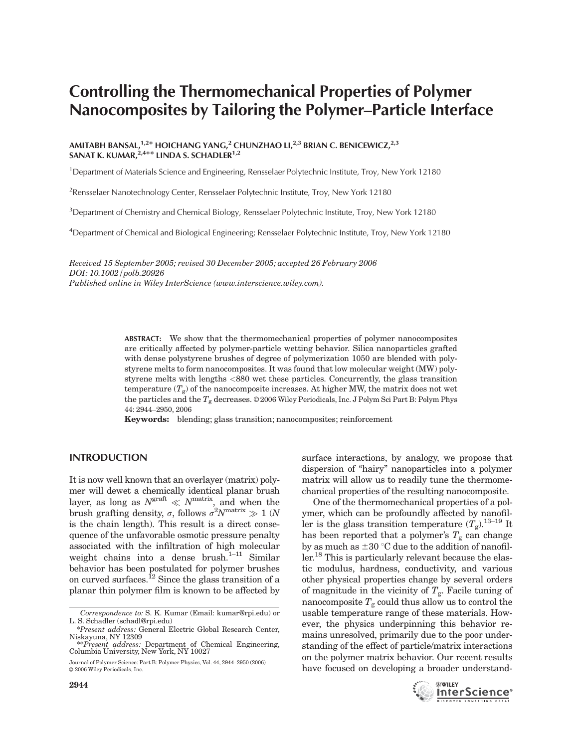# Controlling the Thermomechanical Properties of Polymer Nanocomposites by Tailoring the Polymer–Particle Interface

**AMITABH BANSAL,[1,2]* HOICHANG YANG,[2] CHUNZHAO LI,[2,3] BRIAN C. BENICEWICZ,[2,3] SANAT K. KUMAR,[2,4]** LINDA S. SCHADLER[1,2]**

[1]Department of Materials Science and Engineering, Rensselaer Polytechnic Institute, Troy, New York 12180

[2]Rensselaer Nanotechnology Center, Rensselaer Polytechnic Institute, Troy, New York 12180

[3]Department of Chemistry and Chemical Biology, Rensselaer Polytechnic Institute, Troy, New York 12180

[4]Department of Chemical and Biological Engineering; Rensselaer Polytechnic Institute, Troy, New York 12180

*Received 15 September 2005; revised 30 December 2005; accepted 26 February 2006*
*DOI: 10.1002/polb.20926*
*Published online in Wiley InterScience (www.interscience.wiley.com).*

**ABSTRACT:** We show that the thermomechanical properties of polymer nanocomposites are critically affected by polymer-particle wetting behavior. Silica nanoparticles grafted with dense polystyrene brushes of degree of polymerization 1050 are blended with polystyrene melts to form nanocomposites. It was found that low molecular weight (MW) polystyrene melts with lengths <880 wet these particles. Concurrently, the glass transition temperature ($T_g$) of the nanocomposite increases. At higher MW, the matrix does not wet the particles and the $T_g$ decreases. © 2006 Wiley Periodicals, Inc. J Polym Sci Part B: Polym Phys 44: 2944–2950, 2006

**Keywords:** blending; glass transition; nanocomposites; reinforcement

## INTRODUCTION

It is now well known that an overlayer (matrix) polymer will dewet a chemically identical planar brush layer, as long as $N^{graft} \ll N^{matrix}$, and when the brush grafting density, $\sigma$, follows $\sigma^2 N^{matrix} \gg 1$ ($N$ is the chain length). This result is a direct consequence of the unfavorable osmotic pressure penalty associated with the infiltration of high molecular weight chains into a dense brush.[1–11] Similar behavior has been postulated for polymer brushes on curved surfaces.[12] Since the glass transition of a planar thin polymer film is known to be affected by surface interactions, by analogy, we propose that dispersion of "hairy" nanoparticles into a polymer matrix will allow us to readily tune the thermomechanical properties of the resulting nanocomposite.

One of the thermomechanical properties of a polymer, which can be profoundly affected by nanofiller is the glass transition temperature ($T_g$).[13–19] It has been reported that a polymer's $T_g$ can change by as much as $\pm 30$ °C due to the addition of nanofiller.[18] This is particularly relevant because the elastic modulus, hardness, conductivity, and various other physical properties change by several orders of magnitude in the vicinity of $T_g$. Facile tuning of nanocomposite $T_g$ could thus allow us to control the usable temperature range of these materials. However, the physics underpinning this behavior remains unresolved, primarily due to the poor understanding of the effect of particle/matrix interactions on the polymer matrix behavior. Our recent results have focused on developing a broader understand-

*Correspondence to:* S. K. Kumar (Email: kumar@rpi.edu) or L. S. Schadler (schadl@rpi.edu)

\**Present address:* General Electric Global Research Center, Niskayuna, NY 12309

\*\**Present address:* Department of Chemical Engineering, Columbia University, New York, NY 10027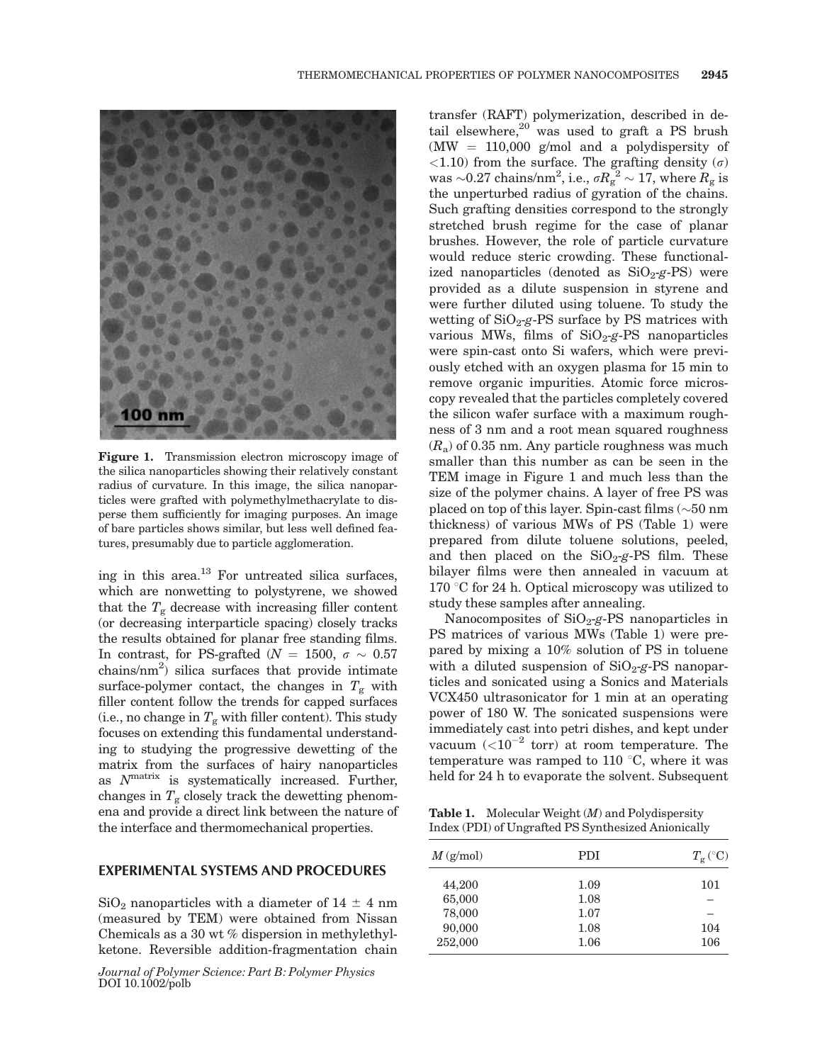Figure 1. Transmission electron microscopy image of the silica nanoparticles showing their relatively constant radius of curvature. In this image, the silica nanoparticles were grafted with polymethylmethacrylate to disperse them sufficiently for imaging purposes. An image of bare particles shows similar, but less well defined features, presumably due to particle agglomeration.

ing in this area.[13] For untreated silica surfaces, which are nonwetting to polystyrene, we showed that the $T_g$ decrease with increasing filler content (or decreasing interparticle spacing) closely tracks the results obtained for planar free standing films. In contrast, for PS-grafted ($N$ = 1500, $\sigma \sim 0.57$ chains/nm$^2$) silica surfaces that provide intimate surface-polymer contact, the changes in $T_g$ with filler content follow the trends for capped surfaces (i.e., no change in $T_g$ with filler content). This study focuses on extending this fundamental understanding to studying the progressive dewetting of the matrix from the surfaces of hairy nanoparticles as $N^{\text{matrix}}$ is systematically increased. Further, changes in $T_g$ closely track the dewetting phenomena and provide a direct link between the nature of the interface and thermomechanical properties.

## EXPERIMENTAL SYSTEMS AND PROCEDURES

$SiO_2$ nanoparticles with a diameter of 14 ± 4 nm (measured by TEM) were obtained from Nissan Chemicals as a 30 wt % dispersion in methylethylketone. Reversible addition-fragmentation chain transfer (RAFT) polymerization, described in detail elsewhere,[20] was used to graft a PS brush (MW = 110,000 g/mol and a polydispersity of <1.10) from the surface. The grafting density ($\sigma$) was ~0.27 chains/nm$^2$, i.e., $\sigma R_g^2 \sim 17$, where $R_g$ is the unperturbed radius of gyration of the chains. Such grafting densities correspond to the strongly stretched brush regime for the case of planar brushes. However, the role of particle curvature would reduce steric crowding. These functionalized nanoparticles (denoted as $SiO_2$-*g*-PS) were provided as a dilute suspension in styrene and were further diluted using toluene. To study the wetting of $SiO_2$-*g*-PS surface by PS matrices with various MWs, films of $SiO_2$-*g*-PS nanoparticles were spin-cast onto Si wafers, which were previously etched with an oxygen plasma for 15 min to remove organic impurities. Atomic force microscopy revealed that the particles completely covered the silicon wafer surface with a maximum roughness of 3 nm and a root mean squared roughness ($R_a$) of 0.35 nm. Any particle roughness was much smaller than this number as can be seen in the TEM image in Figure 1 and much less than the size of the polymer chains. A layer of free PS was placed on top of this layer. Spin-cast films (~50 nm thickness) of various MWs of PS (Table 1) were prepared from dilute toluene solutions, peeled, and then placed on the $SiO_2$-*g*-PS film. These bilayer films were then annealed in vacuum at 170 °C for 24 h. Optical microscopy was utilized to study these samples after annealing.

Nanocomposites of $SiO_2$-*g*-PS nanoparticles in PS matrices of various MWs (Table 1) were prepared by mixing a 10% solution of PS in toluene with a diluted suspension of $SiO_2$-*g*-PS nanoparticles and sonicated using a Sonics and Materials VCX450 ultrasonicator for 1 min at an operating power of 180 W. The sonicated suspensions were immediately cast into petri dishes, and kept under vacuum ($<10^{-2}$ torr) at room temperature. The temperature was ramped to 110 °C, where it was held for 24 h to evaporate the solvent. Subsequent

**Table 1.** Molecular Weight ($M$) and Polydispersity Index (PDI) of Ungrafted PS Synthesized Anionically

| $M$ (g/mol) | PDI | $T_g$ (°C) |
|---|---|---|
| 44,200 | 1.09 | 101 |
| 65,000 | 1.08 | – |
| 78,000 | 1.07 | – |
| 90,000 | 1.08 | 104 |
| 252,000 | 1.06 | 106 |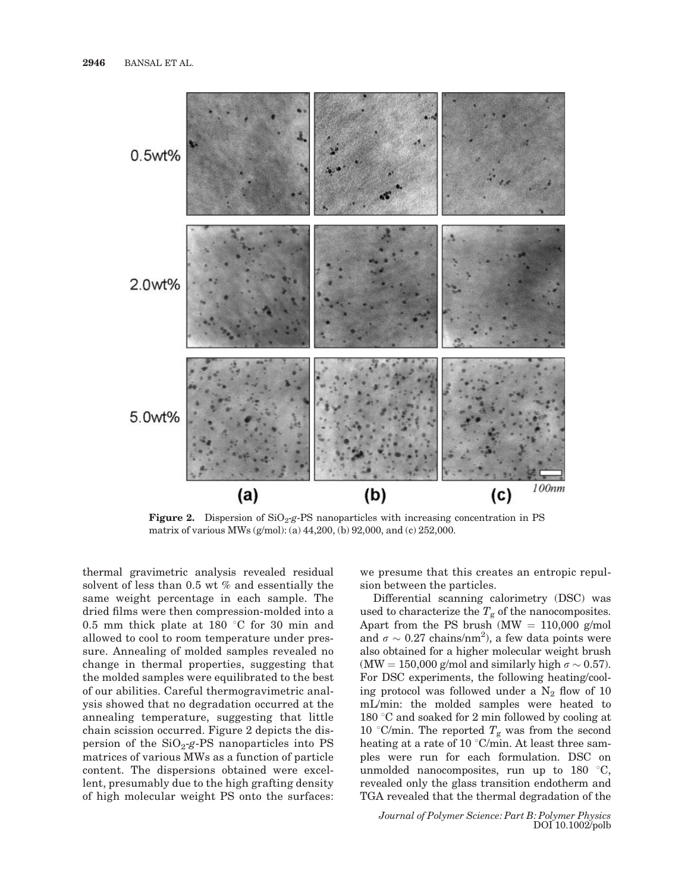Figure 2. Dispersion of $SiO_2$-*g*-PS nanoparticles with increasing concentration in PS matrix of various MWs (g/mol): (a) 44,200, (b) 92,000, and (c) 252,000.

thermal gravimetric analysis revealed residual solvent of less than 0.5 wt % and essentially the same weight percentage in each sample. The dried films were then compression-molded into a 0.5 mm thick plate at 180 °C for 30 min and allowed to cool to room temperature under pressure. Annealing of molded samples revealed no change in thermal properties, suggesting that the molded samples were equilibrated to the best of our abilities. Careful thermogravimetric analysis showed that no degradation occurred at the annealing temperature, suggesting that little chain scission occurred. Figure 2 depicts the dispersion of the $SiO_2$-*g*-PS nanoparticles into PS matrices of various MWs as a function of particle content. The dispersions obtained were excellent, presumably due to the high grafting density of high molecular weight PS onto the surfaces: we presume that this creates an entropic repulsion between the particles.

Differential scanning calorimetry (DSC) was used to characterize the $T_g$ of the nanocomposites. Apart from the PS brush (MW = 110,000 g/mol and $\sigma \sim 0.27$ chains/nm$^2$), a few data points were also obtained for a higher molecular weight brush (MW = 150,000 g/mol and similarly high $\sigma \sim 0.57$). For DSC experiments, the following heating/cooling protocol was followed under a $N_2$ flow of 10 mL/min: the molded samples were heated to 180 °C and soaked for 2 min followed by cooling at 10 °C/min. The reported $T_g$ was from the second heating at a rate of 10 °C/min. At least three samples were run for each formulation. DSC on unmolded nanocomposites, run up to 180 °C, revealed only the glass transition endotherm and TGA revealed that the thermal degradation of the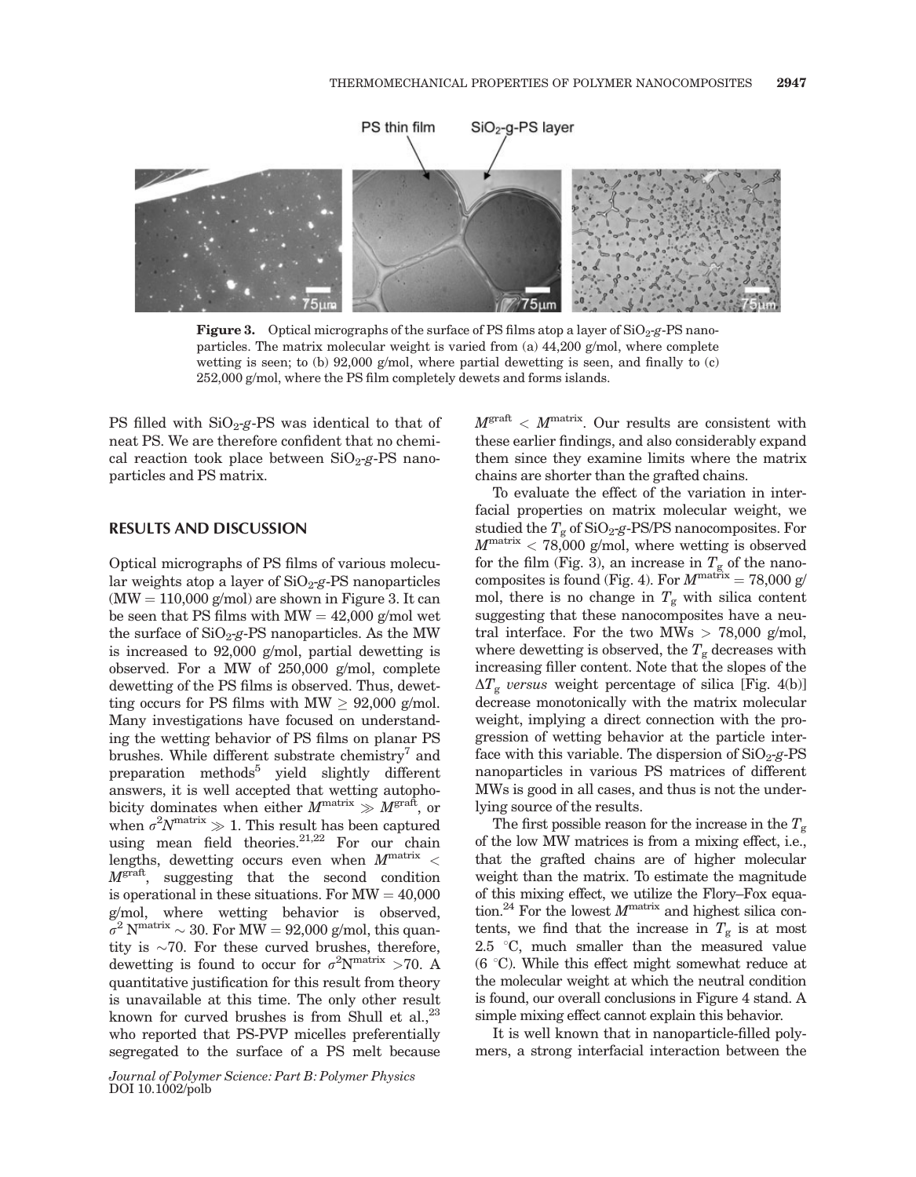**Figure 3.** Optical micrographs of the surface of PS films atop a layer of $SiO_2$-*g*-PS nanoparticles. The matrix molecular weight is varied from (a) 44,200 g/mol, where complete wetting is seen; to (b) 92,000 g/mol, where partial dewetting is seen, and finally to (c) 252,000 g/mol, where the PS film completely dewets and forms islands.

PS filled with $SiO_2$-*g*-PS was identical to that of neat PS. We are therefore confident that no chemical reaction took place between $SiO_2$-*g*-PS nanoparticles and PS matrix.

## RESULTS AND DISCUSSION

Optical micrographs of PS films of various molecular weights atop a layer of $SiO_2$-*g*-PS nanoparticles (MW = 110,000 g/mol) are shown in Figure 3. It can be seen that PS films with MW = 42,000 g/mol wet the surface of $SiO_2$-*g*-PS nanoparticles. As the MW is increased to 92,000 g/mol, partial dewetting is observed. For a MW of 250,000 g/mol, complete dewetting of the PS films is observed. Thus, dewetting occurs for PS films with MW $\geq$ 92,000 g/mol. Many investigations have focused on understanding the wetting behavior of PS films on planar PS brushes. While different substrate chemistry[7] and preparation methods[5] yield slightly different answers, it is well accepted that wetting autophobicity dominates when either $M^{\text{matrix}} \gg M^{\text{graft}}$, or when $\sigma^2 N^{\text{matrix}} \gg 1$. This result has been captured using mean field theories.[21,22] For our chain lengths, dewetting occurs even when $M^{\text{matrix}} < M^{\text{graft}}$, suggesting that the second condition is operational in these situations. For MW = 40,000 g/mol, where wetting behavior is observed, $\sigma^2 N^{\text{matrix}} \sim 30$. For MW = 92,000 g/mol, this quantity is $\sim$70. For these curved brushes, therefore, dewetting is found to occur for $\sigma^2 N^{\text{matrix}} > 70$. A quantitative justification for this result from theory is unavailable at this time. The only other result known for curved brushes is from Shull et al.,[23] who reported that PS-PVP micelles preferentially segregated to the surface of a PS melt because $M^{\text{graft}} < M^{\text{matrix}}$. Our results are consistent with these earlier findings, and also considerably expand them since they examine limits where the matrix chains are shorter than the grafted chains.

To evaluate the effect of the variation in interfacial properties on matrix molecular weight, we studied the $T_g$ of $SiO_2$-*g*-PS/PS nanocomposites. For $M^{\text{matrix}} < 78{,}000$ g/mol, where wetting is observed for the film (Fig. 3), an increase in $T_g$ of the nanocomposites is found (Fig. 4). For $M^{\text{matrix}} = 78{,}000$ g/mol, there is no change in $T_g$ with silica content suggesting that these nanocomposites have a neutral interface. For the two MWs > 78,000 g/mol, where dewetting is observed, the $T_g$ decreases with increasing filler content. Note that the slopes of the $\Delta T_g$ *versus* weight percentage of silica [Fig. 4(b)] decrease monotonically with the matrix molecular weight, implying a direct connection with the progression of wetting behavior at the particle interface with this variable. The dispersion of $SiO_2$-*g*-PS nanoparticles in various PS matrices of different MWs is good in all cases, and thus is not the underlying source of the results.

The first possible reason for the increase in the $T_g$ of the low MW matrices is from a mixing effect, i.e., that the grafted chains are of higher molecular weight than the matrix. To estimate the magnitude of this mixing effect, we utilize the Flory–Fox equation.[24] For the lowest $M^{\text{matrix}}$ and highest silica contents, we find that the increase in $T_g$ is at most 2.5 °C, much smaller than the measured value (6 °C). While this effect might somewhat reduce at the molecular weight at which the neutral condition is found, our overall conclusions in Figure 4 stand. A simple mixing effect cannot explain this behavior.

It is well known that in nanoparticle-filled polymers, a strong interfacial interaction between the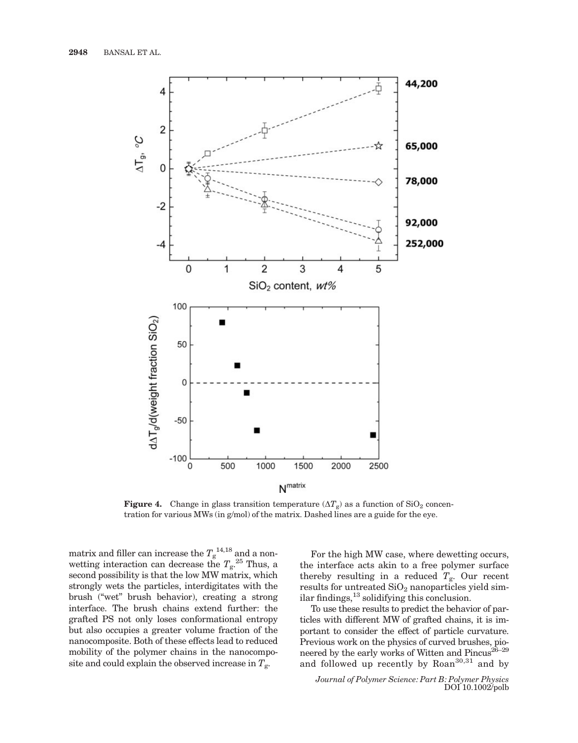**Figure 4.** Change in glass transition temperature ($\Delta T_g$) as a function of $SiO_2$ concentration for various MWs (in g/mol) of the matrix. Dashed lines are a guide for the eye.

matrix and filler can increase the $T_g$[14,18] and a non-wetting interaction can decrease the $T_g$.[25] Thus, a second possibility is that the low MW matrix, which strongly wets the particles, interdigitates with the brush ("wet" brush behavior), creating a strong interface. The brush chains extend further: the grafted PS not only loses conformational entropy but also occupies a greater volume fraction of the nanocomposite. Both of these effects lead to reduced mobility of the polymer chains in the nanocomposite and could explain the observed increase in $T_g$.

For the high MW case, where dewetting occurs, the interface acts akin to a free polymer surface thereby resulting in a reduced $T_g$. Our recent results for untreated $SiO_2$ nanoparticles yield similar findings,[13] solidifying this conclusion.

To use these results to predict the behavior of particles with different MW of grafted chains, it is important to consider the effect of particle curvature. Previous work on the physics of curved brushes, pioneered by the early works of Witten and Pincus[26–29] and followed up recently by Roan[30,31] and by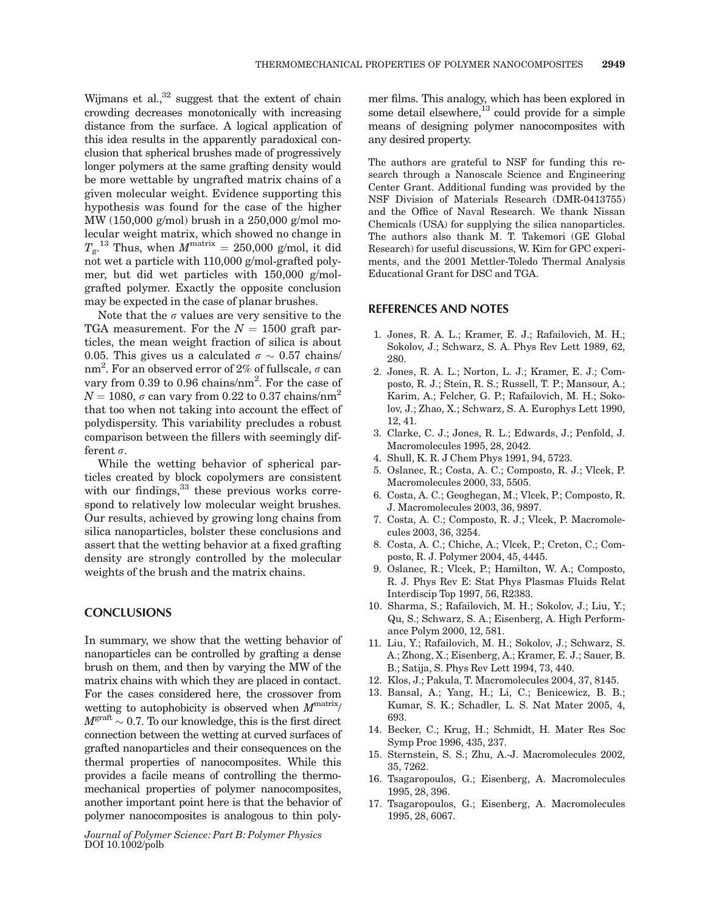Wijmans et al.,[32] suggest that the extent of chain crowding decreases monotonically with increasing distance from the surface. A logical application of this idea results in the apparently paradoxical conclusion that spherical brushes made of progressively longer polymers at the same grafting density would be more wettable by ungrafted matrix chains of a given molecular weight. Evidence supporting this hypothesis was found for the case of the higher MW (150,000 g/mol) brush in a 250,000 g/mol molecular weight matrix, which showed no change in $T_g$.[13] Thus, when $M^{\mathrm{matrix}} = 250{,}000$ g/mol, it did not wet a particle with 110,000 g/mol-grafted polymer, but did wet particles with 150,000 g/mol-grafted polymer. Exactly the opposite conclusion may be expected in the case of planar brushes.

Note that the $\sigma$ values are very sensitive to the TGA measurement. For the $N = 1500$ graft particles, the mean weight fraction of silica is about 0.05. This gives us a calculated $\sigma \sim 0.57$ chains/nm$^2$. For an observed error of 2% of fullscale, $\sigma$ can vary from 0.39 to 0.96 chains/nm$^2$. For the case of $N = 1080$, $\sigma$ can vary from 0.22 to 0.37 chains/nm$^2$ that too when not taking into account the effect of polydispersity. This variability precludes a robust comparison between the fillers with seemingly different $\sigma$.

While the wetting behavior of spherical particles created by block copolymers are consistent with our findings,[33] these previous works correspond to relatively low molecular weight brushes. Our results, achieved by growing long chains from silica nanoparticles, bolster these conclusions and assert that the wetting behavior at a fixed grafting density are strongly controlled by the molecular weights of the brush and the matrix chains.

## CONCLUSIONS

In summary, we show that the wetting behavior of nanoparticles can be controlled by grafting a dense brush on them, and then by varying the MW of the matrix chains with which they are placed in contact. For the cases considered here, the crossover from wetting to autophobicity is observed when $M^{\mathrm{matrix}}/M^{\mathrm{graft}} \sim 0.7$. To our knowledge, this is the first direct connection between the wetting at curved surfaces of grafted nanoparticles and their consequences on the thermal properties of nanocomposites. While this provides a facile means of controlling the thermomechanical properties of polymer nanocomposites, another important point here is that the behavior of polymer nanocomposites is analogous to thin polymer films. This analogy, which has been explored in some detail elsewhere,[13] could provide for a simple means of designing polymer nanocomposites with any desired property.

The authors are grateful to NSF for funding this research through a Nanoscale Science and Engineering Center Grant. Additional funding was provided by the NSF Division of Materials Research (DMR-0413755) and the Office of Naval Research. We thank Nissan Chemicals (USA) for supplying the silica nanoparticles. The authors also thank M. T. Takemori (GE Global Research) for useful discussions, W. Kim for GPC experiments, and the 2001 Mettler-Toledo Thermal Analysis Educational Grant for DSC and TGA.

## REFERENCES AND NOTES

1. Jones, R. A. L.; Kramer, E. J.; Rafailovich, M. H.; Sokolov, J.; Schwarz, S. A. Phys Rev Lett 1989, 62, 280.
2. Jones, R. A. L.; Norton, L. J.; Kramer, E. J.; Composto, R. J.; Stein, R. S.; Russell, T. P.; Mansour, A.; Karim, A.; Felcher, G. P.; Rafailovich, M. H.; Sokolov, J.; Zhao, X.; Schwarz, S. A. Europhys Lett 1990, 12, 41.
3. Clarke, C. J.; Jones, R. L.; Edwards, J.; Penfold, J. Macromolecules 1995, 28, 2042.
4. Shull, K. R. J Chem Phys 1991, 94, 5723.
5. Oslanec, R.; Costa, A. C.; Composto, R. J.; Vlcek, P. Macromolecules 2000, 33, 5505.
6. Costa, A. C.; Geoghegan, M.; Vlcek, P.; Composto, R. J. Macromolecules 2003, 36, 9897.
7. Costa, A. C.; Composto, R. J.; Vlcek, P. Macromolecules 2003, 36, 3254.
8. Costa, A. C.; Chiche, A.; Vlcek, P.; Creton, C.; Composto, R. J. Polymer 2004, 45, 4445.
9. Oslanec, R.; Vlcek, P.; Hamilton, W. A.; Composto, R. J. Phys Rev E: Stat Phys Plasmas Fluids Relat Interdiscip Top 1997, 56, R2383.
10. Sharma, S.; Rafailovich, M. H.; Sokolov, J.; Liu, Y.; Qu, S.; Schwarz, S. A.; Eisenberg, A. High Performance Polym 2000, 12, 581.
11. Liu, Y.; Rafailovich, M. H.; Sokolov, J.; Schwarz, S. A.; Zhong, X.; Eisenberg, A.; Kramer, E. J.; Sauer, B. B.; Satija, S. Phys Rev Lett 1994, 73, 440.
12. Klos, J.; Pakula, T. Macromolecules 2004, 37, 8145.
13. Bansal, A.; Yang, H.; Li, C.; Benicewicz, B. B.; Kumar, S. K.; Schadler, L. S. Nat Mater 2005, 4, 693.
14. Becker, C.; Krug, H.; Schmidt, H. Mater Res Soc Symp Proc 1996, 435, 237.
15. Sternstein, S. S.; Zhu, A.-J. Macromolecules 2002, 35, 7262.
16. Tsagaropoulos, G.; Eisenberg, A. Macromolecules 1995, 28, 396.
17. Tsagaropoulos, G.; Eisenberg, A. Macromolecules 1995, 28, 6067.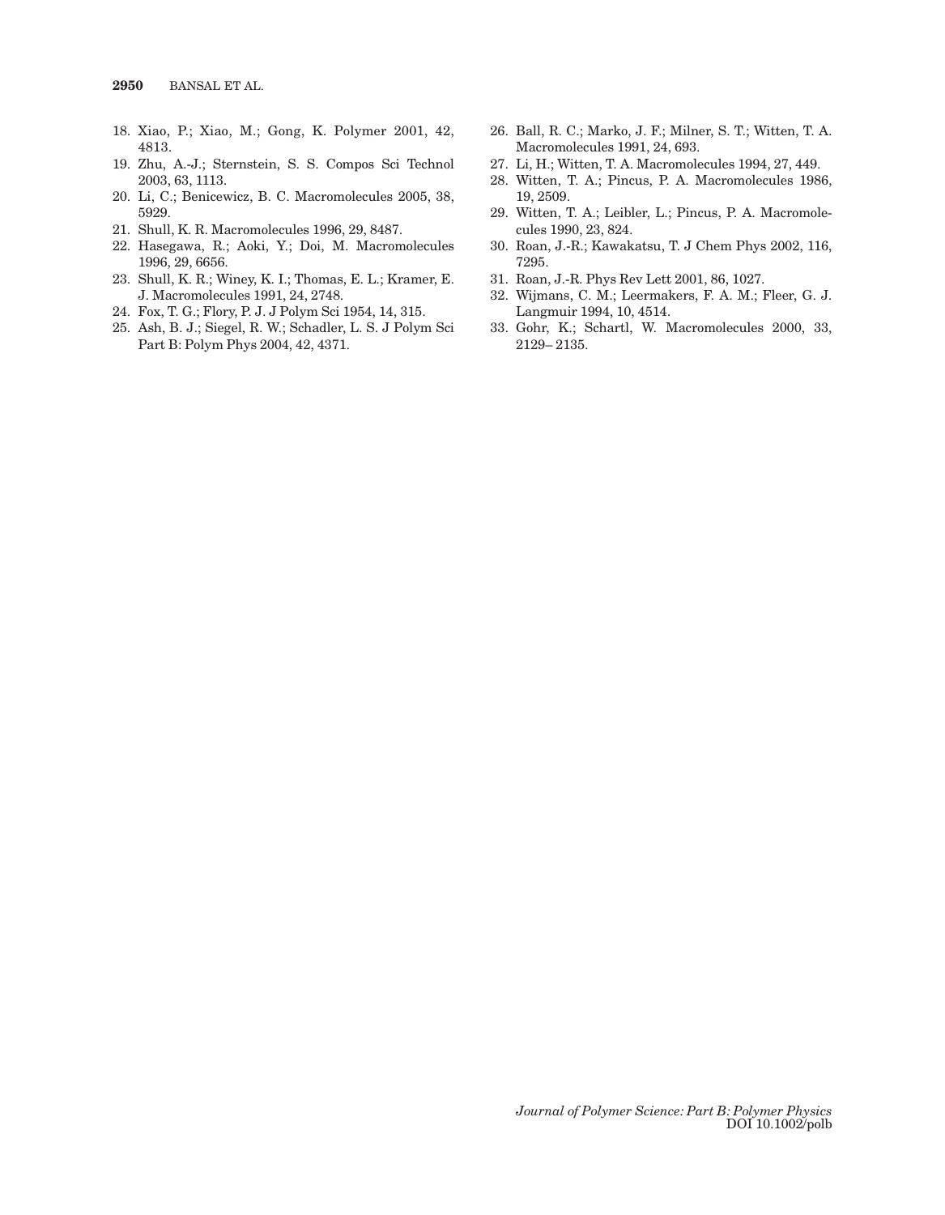18. Xiao, P.; Xiao, M.; Gong, K. Polymer 2001, 42, 4813.
19. Zhu, A.-J.; Sternstein, S. S. Compos Sci Technol 2003, 63, 1113.
20. Li, C.; Benicewicz, B. C. Macromolecules 2005, 38, 5929.
21. Shull, K. R. Macromolecules 1996, 29, 8487.
22. Hasegawa, R.; Aoki, Y.; Doi, M. Macromolecules 1996, 29, 6656.
23. Shull, K. R.; Winey, K. I.; Thomas, E. L.; Kramer, E. J. Macromolecules 1991, 24, 2748.
24. Fox, T. G.; Flory, P. J. J Polym Sci 1954, 14, 315.
25. Ash, B. J.; Siegel, R. W.; Schadler, L. S. J Polym Sci Part B: Polym Phys 2004, 42, 4371.
26. Ball, R. C.; Marko, J. F.; Milner, S. T.; Witten, T. A. Macromolecules 1991, 24, 693.
27. Li, H.; Witten, T. A. Macromolecules 1994, 27, 449.
28. Witten, T. A.; Pincus, P. A. Macromolecules 1986, 19, 2509.
29. Witten, T. A.; Leibler, L.; Pincus, P. A. Macromolecules 1990, 23, 824.
30. Roan, J.-R.; Kawakatsu, T. J Chem Phys 2002, 116, 7295.
31. Roan, J.-R. Phys Rev Lett 2001, 86, 1027.
32. Wijmans, C. M.; Leermakers, F. A. M.; Fleer, G. J. Langmuir 1994, 10, 4514.
33. Gohr, K.; Schartl, W. Macromolecules 2000, 33, 2129– 2135.